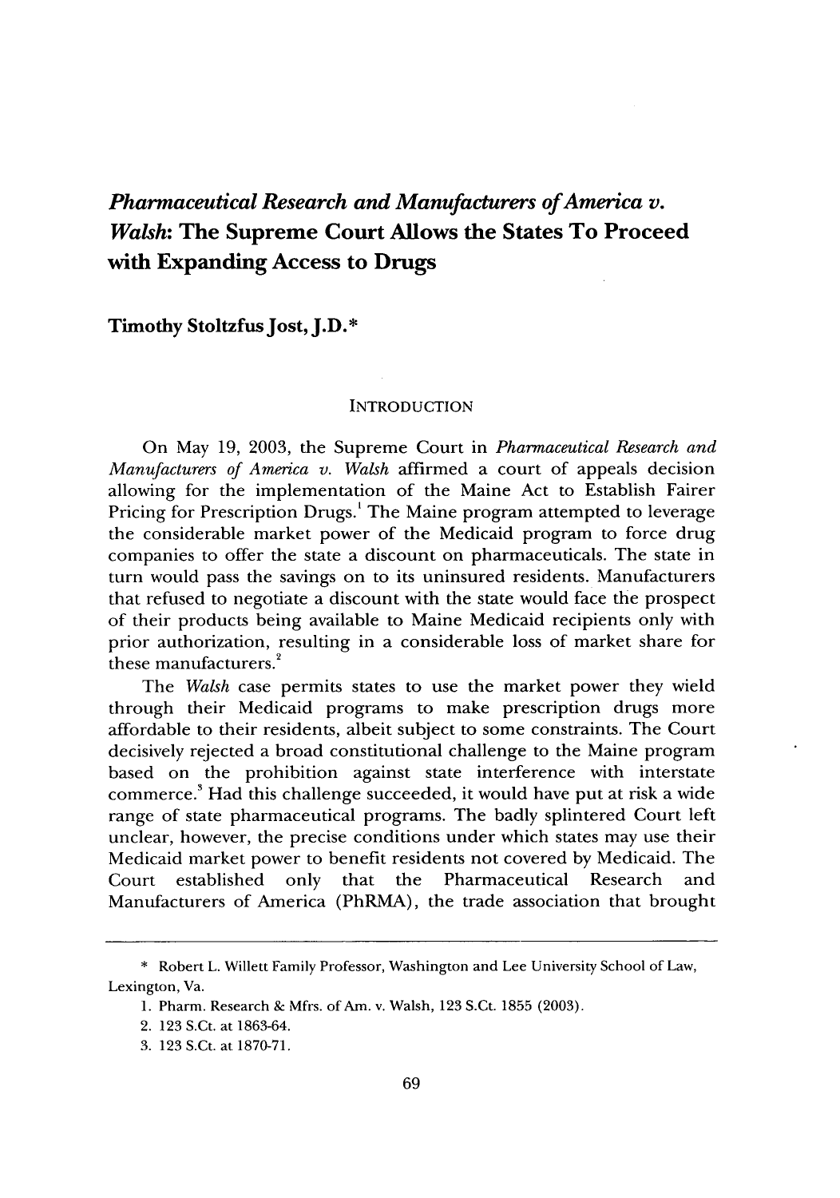# *Pharmaceutical Research and Manufacturers of America v. Walsh*: The Supreme Court Allows the States To Proceed with Expanding Access to Drugs

**Timothy Stoltzfus Jost, J.D.***

## INTRODUCTION

On May 19, 2003, the Supreme Court in *Pharmaceutical Research and Manufacturers of America v. Walsh* affirmed a court of appeals decision allowing for the implementation of the Maine Act to Establish Fairer Pricing for Prescription Drugs.[1] The Maine program attempted to leverage the considerable market power of the Medicaid program to force drug companies to offer the state a discount on pharmaceuticals. The state in turn would pass the savings on to its uninsured residents. Manufacturers that refused to negotiate a discount with the state would face the prospect of their products being available to Maine Medicaid recipients only with prior authorization, resulting in a considerable loss of market share for these manufacturers.[2]

The *Walsh* case permits states to use the market power they wield through their Medicaid programs to make prescription drugs more affordable to their residents, albeit subject to some constraints. The Court decisively rejected a broad constitutional challenge to the Maine program based on the prohibition against state interference with interstate commerce.[3] Had this challenge succeeded, it would have put at risk a wide range of state pharmaceutical programs. The badly splintered Court left unclear, however, the precise conditions under which states may use their Medicaid market power to benefit residents not covered by Medicaid. The Court established only that the Pharmaceutical Research and Manufacturers of America (PhRMA), the trade association that brought

---

\* Robert L. Willett Family Professor, Washington and Lee University School of Law, Lexington, Va.

1. Pharm. Research & Mfrs. of Am. v. Walsh, 123 S.Ct. 1855 (2003).
2. 123 S.Ct. at 1863-64.
3. 123 S.Ct. at 1870-71.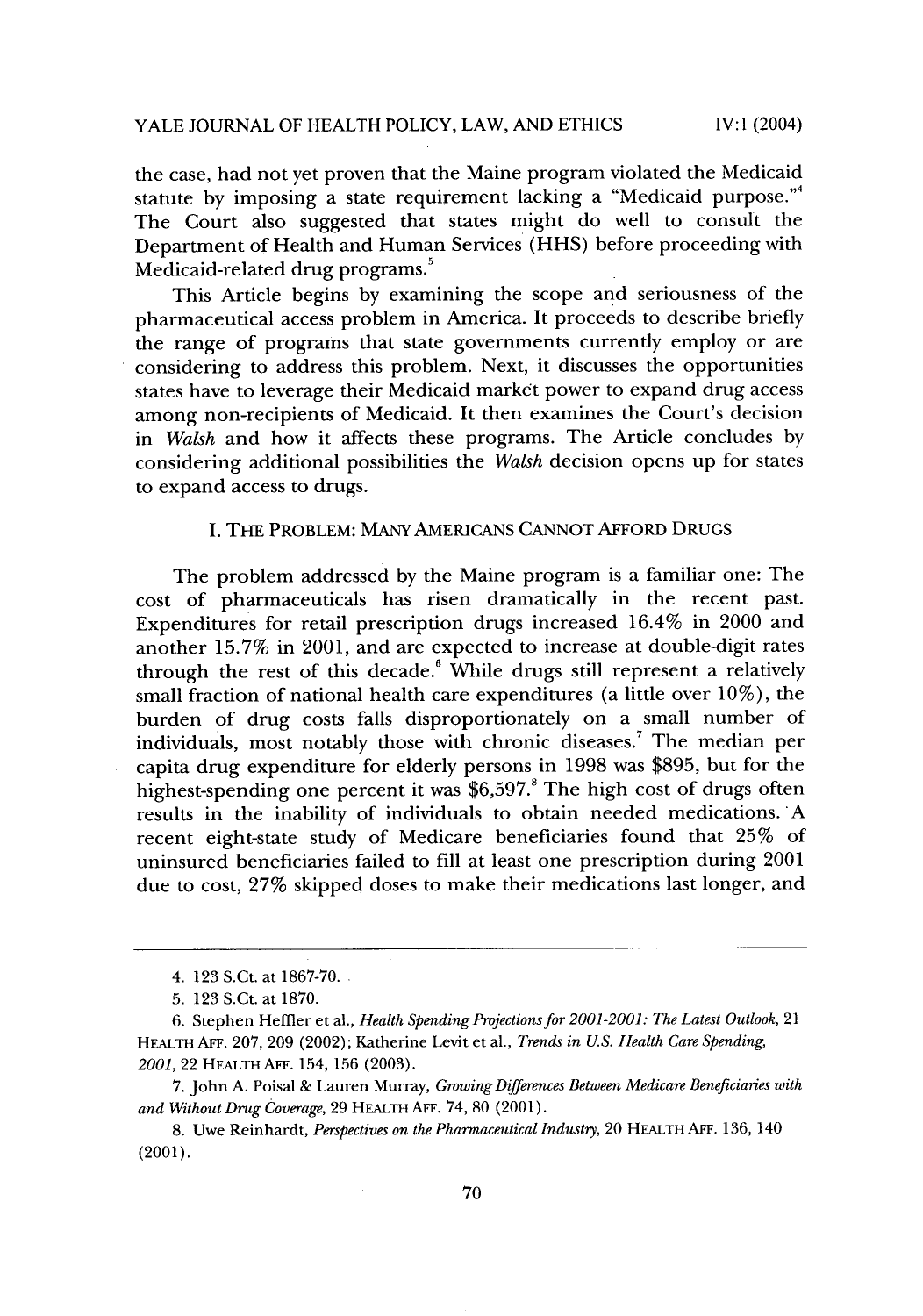the case, had not yet proven that the Maine program violated the Medicaid statute by imposing a state requirement lacking a "Medicaid purpose."[4] The Court also suggested that states might do well to consult the Department of Health and Human Services (HHS) before proceeding with Medicaid-related drug programs.[5]

This Article begins by examining the scope and seriousness of the pharmaceutical access problem in America. It proceeds to describe briefly the range of programs that state governments currently employ or are considering to address this problem. Next, it discusses the opportunities states have to leverage their Medicaid market power to expand drug access among non-recipients of Medicaid. It then examines the Court's decision in *Walsh* and how it affects these programs. The Article concludes by considering additional possibilities the *Walsh* decision opens up for states to expand access to drugs.

## I. THE PROBLEM: MANY AMERICANS CANNOT AFFORD DRUGS

The problem addressed by the Maine program is a familiar one: The cost of pharmaceuticals has risen dramatically in the recent past. Expenditures for retail prescription drugs increased 16.4% in 2000 and another 15.7% in 2001, and are expected to increase at double-digit rates through the rest of this decade.[6] While drugs still represent a relatively small fraction of national health care expenditures (a little over 10%), the burden of drug costs falls disproportionately on a small number of individuals, most notably those with chronic diseases.[7] The median per capita drug expenditure for elderly persons in 1998 was $895, but for the highest-spending one percent it was $6,597.[8] The high cost of drugs often results in the inability of individuals to obtain needed medications. A recent eight-state study of Medicare beneficiaries found that 25% of uninsured beneficiaries failed to fill at least one prescription during 2001 due to cost, 27% skipped doses to make their medications last longer, and

---

4. 123 S.Ct. at 1867-70.

5. 123 S.Ct. at 1870.

6. Stephen Heffler et al., *Health Spending Projections for 2001-2001: The Latest Outlook*, 21 HEALTH AFF. 207, 209 (2002); Katherine Levit et al., *Trends in U.S. Health Care Spending, 2001*, 22 HEALTH AFF. 154, 156 (2003).

7. John A. Poisal & Lauren Murray, *Growing Differences Between Medicare Beneficiaries with and Without Drug Coverage*, 29 HEALTH AFF. 74, 80 (2001).

8. Uwe Reinhardt, *Perspectives on the Pharmaceutical Industry*, 20 HEALTH AFF. 136, 140 (2001).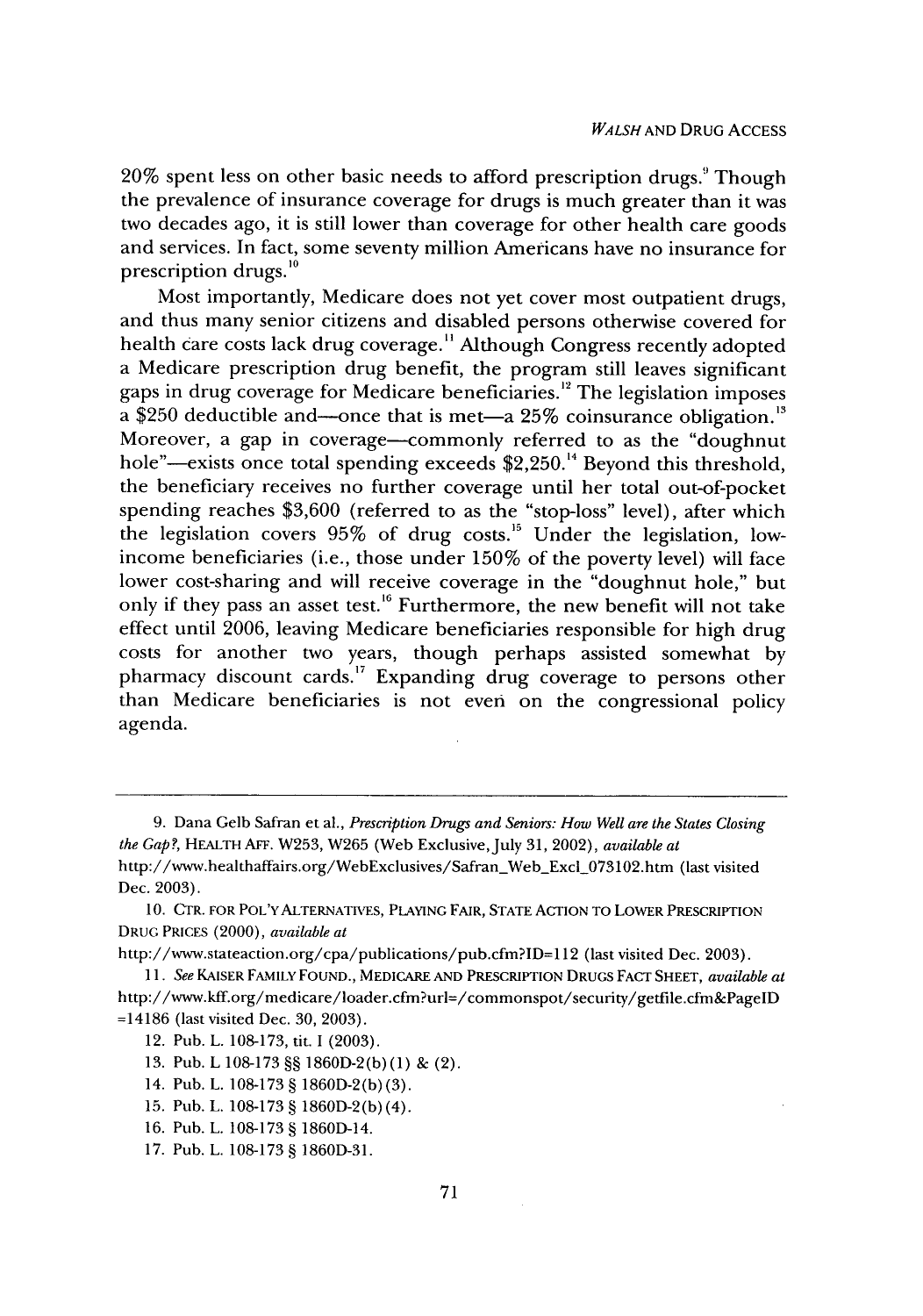20% spent less on other basic needs to afford prescription drugs.[9] Though the prevalence of insurance coverage for drugs is much greater than it was two decades ago, it is still lower than coverage for other health care goods and services. In fact, some seventy million Americans have no insurance for prescription drugs.[10]

Most importantly, Medicare does not yet cover most outpatient drugs, and thus many senior citizens and disabled persons otherwise covered for health care costs lack drug coverage.[11] Although Congress recently adopted a Medicare prescription drug benefit, the program still leaves significant gaps in drug coverage for Medicare beneficiaries.[12] The legislation imposes a $250 deductible and—once that is met—a 25% coinsurance obligation.[13] Moreover, a gap in coverage—commonly referred to as the "doughnut hole"—exists once total spending exceeds $2,250.[14] Beyond this threshold, the beneficiary receives no further coverage until her total out-of-pocket spending reaches $3,600 (referred to as the "stop-loss" level), after which the legislation covers 95% of drug costs.[15] Under the legislation, low-income beneficiaries (i.e., those under 150% of the poverty level) will face lower cost-sharing and will receive coverage in the "doughnut hole," but only if they pass an asset test.[16] Furthermore, the new benefit will not take effect until 2006, leaving Medicare beneficiaries responsible for high drug costs for another two years, though perhaps assisted somewhat by pharmacy discount cards.[17] Expanding drug coverage to persons other than Medicare beneficiaries is not even on the congressional policy agenda.

---

9. Dana Gelb Safran et al., *Prescription Drugs and Seniors: How Well are the States Closing the Gap?*, HEALTH AFF. W253, W265 (Web Exclusive, July 31, 2002), *available at* http://www.healthaffairs.org/WebExclusives/Safran_Web_Excl_073102.htm (last visited Dec. 2003).

10. CTR. FOR POL'Y ALTERNATIVES, PLAYING FAIR, STATE ACTION TO LOWER PRESCRIPTION DRUG PRICES (2000), *available at* http://www.stateaction.org/cpa/publications/pub.cfm?ID=112 (last visited Dec. 2003).

11. *See* KAISER FAMILY FOUND., MEDICARE AND PRESCRIPTION DRUGS FACT SHEET, *available at* http://www.kff.org/medicare/loader.cfm?url=/commonspot/security/getfile.cfm&PageID=14186 (last visited Dec. 30, 2003).

12. Pub. L. 108-173, tit. I (2003).

13. Pub. L 108-173 §§ 1860D-2(b)(1) & (2).

14. Pub. L. 108-173 § 1860D-2(b)(3).

15. Pub. L. 108-173 § 1860D-2(b)(4).

16. Pub. L. 108-173 § 1860D-14.

17. Pub. L. 108-173 § 1860D-31.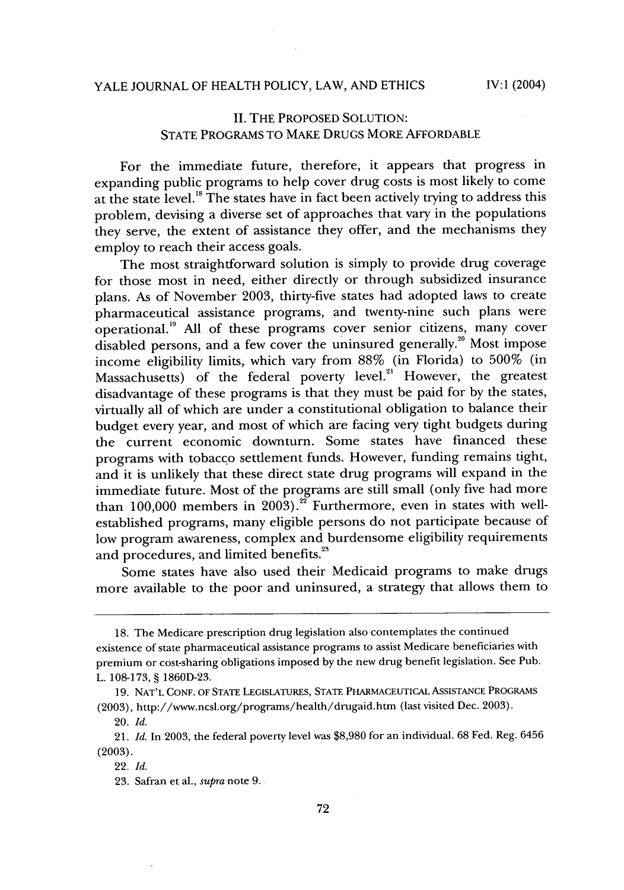## II. THE PROPOSED SOLUTION: STATE PROGRAMS TO MAKE DRUGS MORE AFFORDABLE

For the immediate future, therefore, it appears that progress in expanding public programs to help cover drug costs is most likely to come at the state level.[18] The states have in fact been actively trying to address this problem, devising a diverse set of approaches that vary in the populations they serve, the extent of assistance they offer, and the mechanisms they employ to reach their access goals.

The most straightforward solution is simply to provide drug coverage for those most in need, either directly or through subsidized insurance plans. As of November 2003, thirty-five states had adopted laws to create pharmaceutical assistance programs, and twenty-nine such plans were operational.[19] All of these programs cover senior citizens, many cover disabled persons, and a few cover the uninsured generally.[20] Most impose income eligibility limits, which vary from 88% (in Florida) to 500% (in Massachusetts) of the federal poverty level.[21] However, the greatest disadvantage of these programs is that they must be paid for by the states, virtually all of which are under a constitutional obligation to balance their budget every year, and most of which are facing very tight budgets during the current economic downturn. Some states have financed these programs with tobacco settlement funds. However, funding remains tight, and it is unlikely that these direct state drug programs will expand in the immediate future. Most of the programs are still small (only five had more than 100,000 members in 2003).[22] Furthermore, even in states with well-established programs, many eligible persons do not participate because of low program awareness, complex and burdensome eligibility requirements and procedures, and limited benefits.[23]

Some states have also used their Medicaid programs to make drugs more available to the poor and uninsured, a strategy that allows them to

---

18. The Medicare prescription drug legislation also contemplates the continued existence of state pharmaceutical assistance programs to assist Medicare beneficiaries with premium or cost-sharing obligations imposed by the new drug benefit legislation. See Pub. L. 108-173, § 1860D-23.

19. NAT'L CONF. OF STATE LEGISLATURES, STATE PHARMACEUTICAL ASSISTANCE PROGRAMS (2003), http://www.ncsl.org/programs/health/drugaid.htm (last visited Dec. 2003).

20. *Id.*

21. *Id.* In 2003, the federal poverty level was $8,980 for an individual. 68 Fed. Reg. 6456 (2003).

22. *Id.*

23. Safran et al., *supra* note 9.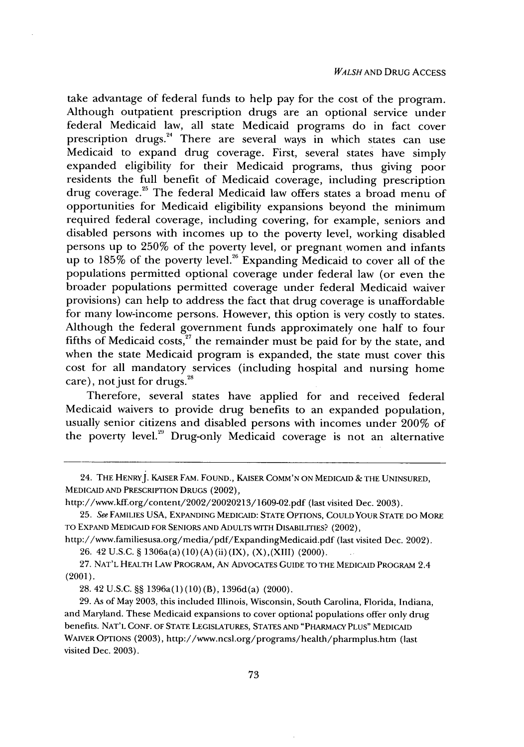take advantage of federal funds to help pay for the cost of the program. Although outpatient prescription drugs are an optional service under federal Medicaid law, all state Medicaid programs do in fact cover prescription drugs.[24] There are several ways in which states can use Medicaid to expand drug coverage. First, several states have simply expanded eligibility for their Medicaid programs, thus giving poor residents the full benefit of Medicaid coverage, including prescription drug coverage.[25] The federal Medicaid law offers states a broad menu of opportunities for Medicaid eligibility expansions beyond the minimum required federal coverage, including covering, for example, seniors and disabled persons with incomes up to the poverty level, working disabled persons up to 250% of the poverty level, or pregnant women and infants up to 185% of the poverty level.[26] Expanding Medicaid to cover all of the populations permitted optional coverage under federal law (or even the broader populations permitted coverage under federal Medicaid waiver provisions) can help to address the fact that drug coverage is unaffordable for many low-income persons. However, this option is very costly to states. Although the federal government funds approximately one half to four fifths of Medicaid costs,[27] the remainder must be paid for by the state, and when the state Medicaid program is expanded, the state must cover this cost for all mandatory services (including hospital and nursing home care), not just for drugs.[28]

Therefore, several states have applied for and received federal Medicaid waivers to provide drug benefits to an expanded population, usually senior citizens and disabled persons with incomes under 200% of the poverty level.[29] Drug-only Medicaid coverage is not an alternative

---

24. THE HENRY J. KAISER FAM. FOUND., KAISER COMM'N ON MEDICAID & THE UNINSURED, MEDICAID AND PRESCRIPTION DRUGS (2002), http://www.kff.org/content/2002/20020213/1609-02.pdf (last visited Dec. 2003).

25. *See* FAMILIES USA, EXPANDING MEDICAID: STATE OPTIONS, COULD YOUR STATE DO MORE TO EXPAND MEDICAID FOR SENIORS AND ADULTS WITH DISABILITIES? (2002), http://www.familiesusa.org/media/pdf/ExpandingMedicaid.pdf (last visited Dec. 2002).

26. 42 U.S.C. § 1306a(a)(10)(A)(ii)(IX), (X),(XIII) (2000).

27. NAT'L HEALTH LAW PROGRAM, AN ADVOCATES GUIDE TO THE MEDICAID PROGRAM 2.4 (2001).

28. 42 U.S.C. §§ 1396a(1)(10)(B), 1396d(a) (2000).

29. As of May 2003, this included Illinois, Wisconsin, South Carolina, Florida, Indiana, and Maryland. These Medicaid expansions to cover optional populations offer only drug benefits. NAT'L CONF. OF STATE LEGISLATURES, STATES AND "PHARMACY PLUS" MEDICAID WAIVER OPTIONS (2003), http://www.ncsl.org/programs/health/pharmplus.htm (last visited Dec. 2003).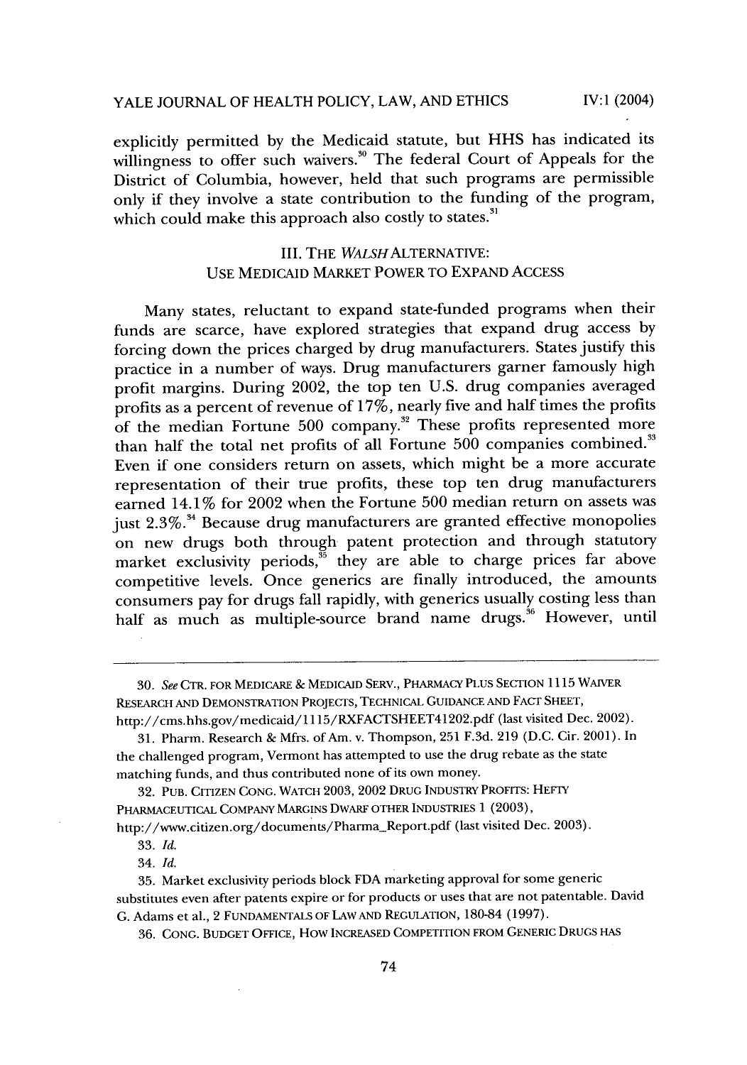explicitly permitted by the Medicaid statute, but HHS has indicated its willingness to offer such waivers.[30] The federal Court of Appeals for the District of Columbia, however, held that such programs are permissible only if they involve a state contribution to the funding of the program, which could make this approach also costly to states.[31]

## III. THE *WALSH* ALTERNATIVE: USE MEDICAID MARKET POWER TO EXPAND ACCESS

Many states, reluctant to expand state-funded programs when their funds are scarce, have explored strategies that expand drug access by forcing down the prices charged by drug manufacturers. States justify this practice in a number of ways. Drug manufacturers garner famously high profit margins. During 2002, the top ten U.S. drug companies averaged profits as a percent of revenue of 17%, nearly five and half times the profits of the median Fortune 500 company.[32] These profits represented more than half the total net profits of all Fortune 500 companies combined.[33] Even if one considers return on assets, which might be a more accurate representation of their true profits, these top ten drug manufacturers earned 14.1% for 2002 when the Fortune 500 median return on assets was just 2.3%.[34] Because drug manufacturers are granted effective monopolies on new drugs both through patent protection and through statutory market exclusivity periods,[35] they are able to charge prices far above competitive levels. Once generics are finally introduced, the amounts consumers pay for drugs fall rapidly, with generics usually costing less than half as much as multiple-source brand name drugs.[36] However, until

---

30. *See* CTR. FOR MEDICARE & MEDICAID SERV., PHARMACY PLUS SECTION 1115 WAIVER RESEARCH AND DEMONSTRATION PROJECTS, TECHNICAL GUIDANCE AND FACT SHEET, http://cms.hhs.gov/medicaid/1115/RXFACTSHEET41202.pdf (last visited Dec. 2002).

31. Pharm. Research & Mfrs. of Am. v. Thompson, 251 F.3d. 219 (D.C. Cir. 2001). In the challenged program, Vermont has attempted to use the drug rebate as the state matching funds, and thus contributed none of its own money.

32. PUB. CITIZEN CONG. WATCH 2003, 2002 DRUG INDUSTRY PROFITS: HEFTY PHARMACEUTICAL COMPANY MARGINS DWARF OTHER INDUSTRIES 1 (2003), http://www.citizen.org/documents/Pharma_Report.pdf (last visited Dec. 2003).

33. *Id.*

34. *Id.*

35. Market exclusivity periods block FDA marketing approval for some generic substitutes even after patents expire or for products or uses that are not patentable. David G. Adams et al., 2 FUNDAMENTALS OF LAW AND REGULATION, 180-84 (1997).

36. CONG. BUDGET OFFICE, HOW INCREASED COMPETITION FROM GENERIC DRUGS HAS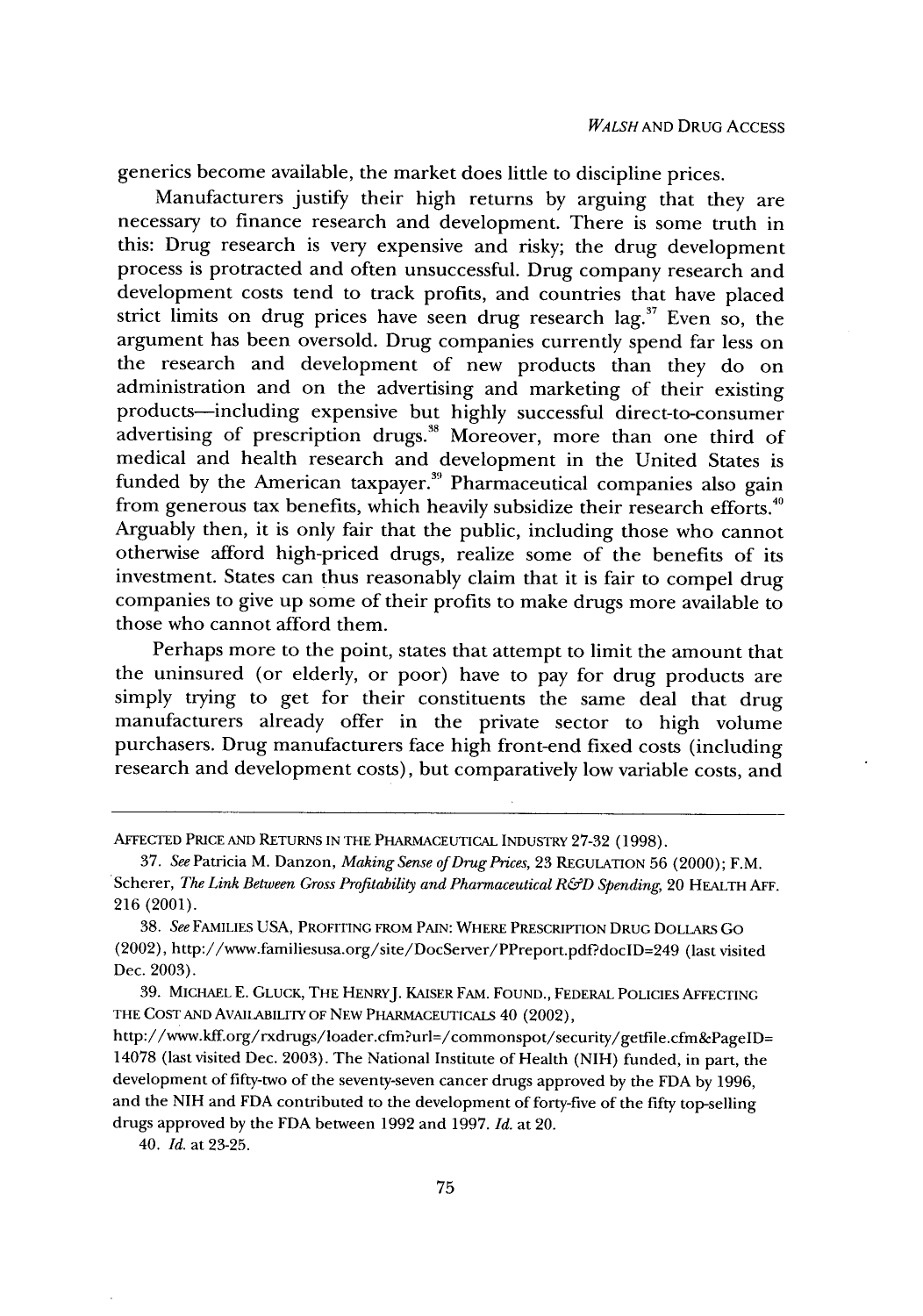generics become available, the market does little to discipline prices.

Manufacturers justify their high returns by arguing that they are necessary to finance research and development. There is some truth in this: Drug research is very expensive and risky; the drug development process is protracted and often unsuccessful. Drug company research and development costs tend to track profits, and countries that have placed strict limits on drug prices have seen drug research lag.[37] Even so, the argument has been oversold. Drug companies currently spend far less on the research and development of new products than they do on administration and on the advertising and marketing of their existing products—including expensive but highly successful direct-to-consumer advertising of prescription drugs.[38] Moreover, more than one third of medical and health research and development in the United States is funded by the American taxpayer.[39] Pharmaceutical companies also gain from generous tax benefits, which heavily subsidize their research efforts.[40] Arguably then, it is only fair that the public, including those who cannot otherwise afford high-priced drugs, realize some of the benefits of its investment. States can thus reasonably claim that it is fair to compel drug companies to give up some of their profits to make drugs more available to those who cannot afford them.

Perhaps more to the point, states that attempt to limit the amount that the uninsured (or elderly, or poor) have to pay for drug products are simply trying to get for their constituents the same deal that drug manufacturers already offer in the private sector to high volume purchasers. Drug manufacturers face high front-end fixed costs (including research and development costs), but comparatively low variable costs, and

---

AFFECTED PRICE AND RETURNS IN THE PHARMACEUTICAL INDUSTRY 27-32 (1998).

37. *See* Patricia M. Danzon, *Making Sense of Drug Prices*, 23 REGULATION 56 (2000); F.M. Scherer, *The Link Between Gross Profitability and Pharmaceutical R&D Spending*, 20 HEALTH AFF. 216 (2001).

38. *See* FAMILIES USA, PROFITING FROM PAIN: WHERE PRESCRIPTION DRUG DOLLARS GO (2002), http://www.familiesusa.org/site/DocServer/PPreport.pdf?docID=249 (last visited Dec. 2003).

39. MICHAEL E. GLUCK, THE HENRY J. KAISER FAM. FOUND., FEDERAL POLICIES AFFECTING THE COST AND AVAILABILITY OF NEW PHARMACEUTICALS 40 (2002), http://www.kff.org/rxdrugs/loader.cfm?url=/commonspot/security/getfile.cfm&PageID=14078 (last visited Dec. 2003). The National Institute of Health (NIH) funded, in part, the development of fifty-two of the seventy-seven cancer drugs approved by the FDA by 1996, and the NIH and FDA contributed to the development of forty-five of the fifty top-selling drugs approved by the FDA between 1992 and 1997. *Id.* at 20.

40. *Id.* at 23-25.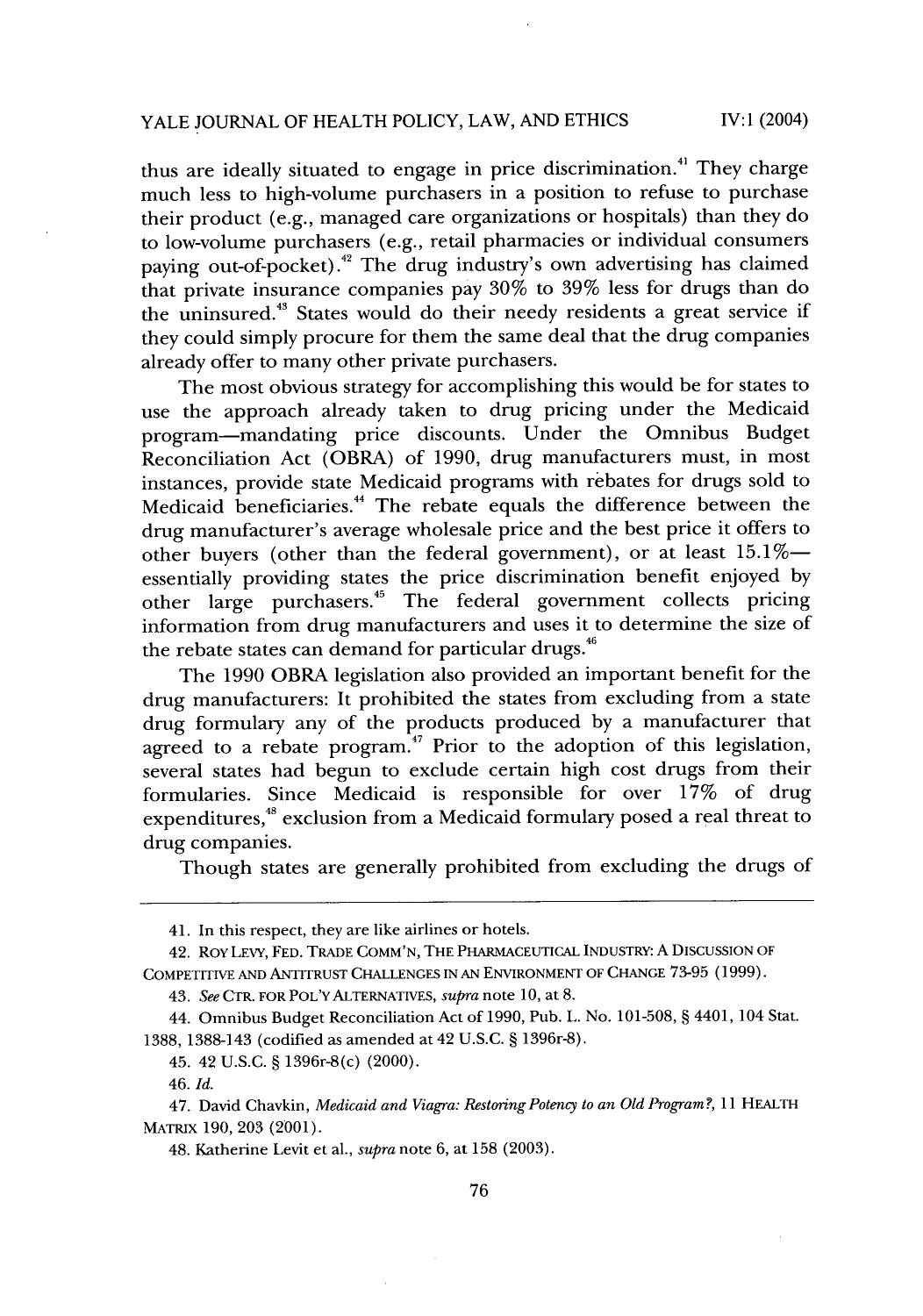thus are ideally situated to engage in price discrimination.[41] They charge much less to high-volume purchasers in a position to refuse to purchase their product (e.g., managed care organizations or hospitals) than they do to low-volume purchasers (e.g., retail pharmacies or individual consumers paying out-of-pocket).[42] The drug industry's own advertising has claimed that private insurance companies pay 30% to 39% less for drugs than do the uninsured.[43] States would do their needy residents a great service if they could simply procure for them the same deal that the drug companies already offer to many other private purchasers.

The most obvious strategy for accomplishing this would be for states to use the approach already taken to drug pricing under the Medicaid program—mandating price discounts. Under the Omnibus Budget Reconciliation Act (OBRA) of 1990, drug manufacturers must, in most instances, provide state Medicaid programs with rebates for drugs sold to Medicaid beneficiaries.[44] The rebate equals the difference between the drug manufacturer's average wholesale price and the best price it offers to other buyers (other than the federal government), or at least 15.1%—essentially providing states the price discrimination benefit enjoyed by other large purchasers.[45] The federal government collects pricing information from drug manufacturers and uses it to determine the size of the rebate states can demand for particular drugs.[46]

The 1990 OBRA legislation also provided an important benefit for the drug manufacturers: It prohibited the states from excluding from a state drug formulary any of the products produced by a manufacturer that agreed to a rebate program.[47] Prior to the adoption of this legislation, several states had begun to exclude certain high cost drugs from their formularies. Since Medicaid is responsible for over 17% of drug expenditures,[48] exclusion from a Medicaid formulary posed a real threat to drug companies.

Though states are generally prohibited from excluding the drugs of

---

41. In this respect, they are like airlines or hotels.

42. ROY LEVY, FED. TRADE COMM'N, THE PHARMACEUTICAL INDUSTRY: A DISCUSSION OF COMPETITIVE AND ANTITRUST CHALLENGES IN AN ENVIRONMENT OF CHANGE 73-95 (1999).

43. *See* CTR. FOR POL'Y ALTERNATIVES, *supra* note 10, at 8.

44. Omnibus Budget Reconciliation Act of 1990, Pub. L. No. 101-508, § 4401, 104 Stat. 1388, 1388-143 (codified as amended at 42 U.S.C. § 1396r-8).

45. 42 U.S.C. § 1396r-8(c) (2000).

46. *Id.*

47. David Chavkin, *Medicaid and Viagra: Restoring Potency to an Old Program?*, 11 HEALTH MATRIX 190, 203 (2001).

48. Katherine Levit et al., *supra* note 6, at 158 (2003).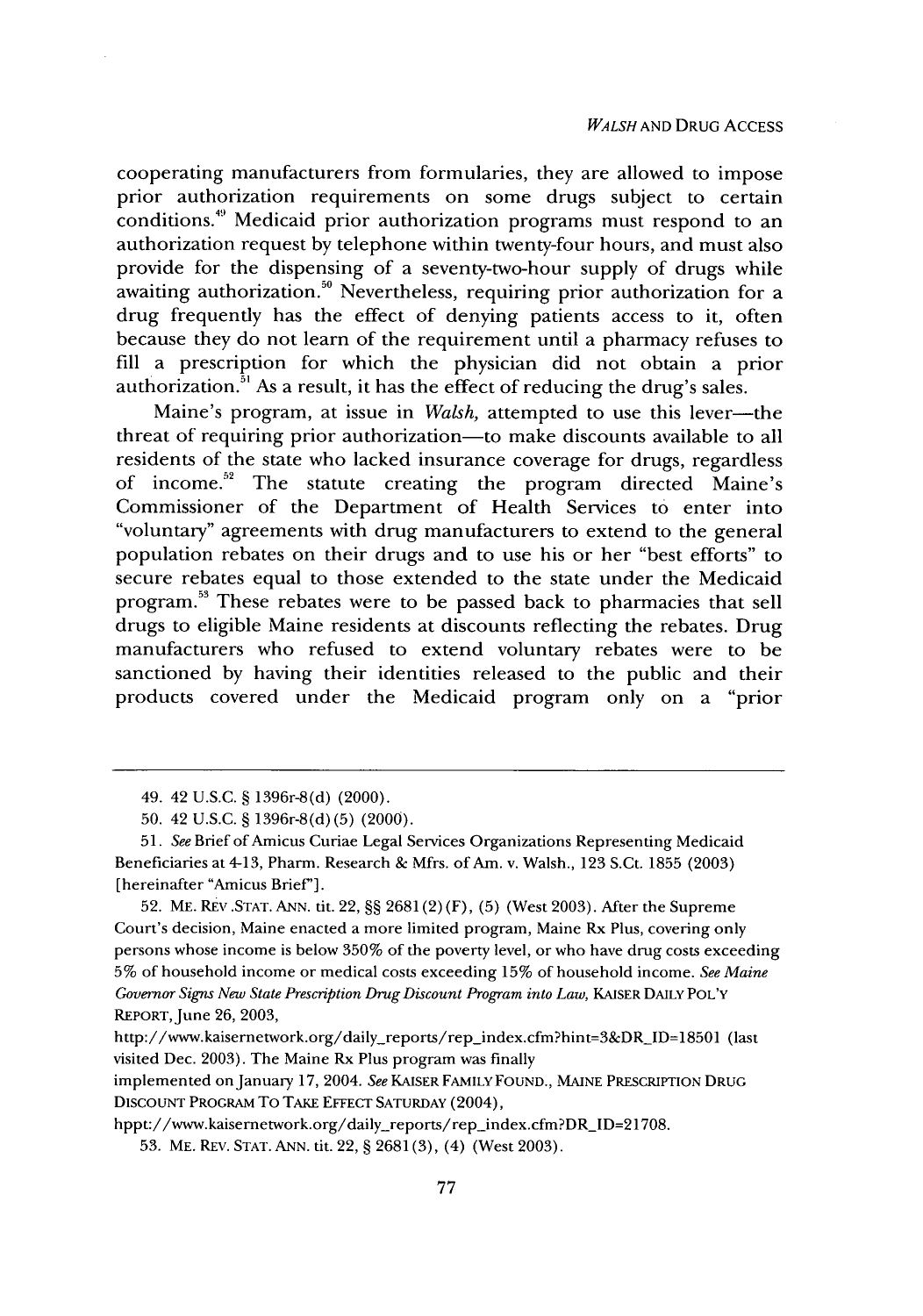cooperating manufacturers from formularies, they are allowed to impose prior authorization requirements on some drugs subject to certain conditions.[49] Medicaid prior authorization programs must respond to an authorization request by telephone within twenty-four hours, and must also provide for the dispensing of a seventy-two-hour supply of drugs while awaiting authorization.[50] Nevertheless, requiring prior authorization for a drug frequently has the effect of denying patients access to it, often because they do not learn of the requirement until a pharmacy refuses to fill a prescription for which the physician did not obtain a prior authorization.[51] As a result, it has the effect of reducing the drug's sales.

Maine's program, at issue in *Walsh*, attempted to use this lever—the threat of requiring prior authorization—to make discounts available to all residents of the state who lacked insurance coverage for drugs, regardless of income.[52] The statute creating the program directed Maine's Commissioner of the Department of Health Services to enter into "voluntary" agreements with drug manufacturers to extend to the general population rebates on their drugs and to use his or her "best efforts" to secure rebates equal to those extended to the state under the Medicaid program.[53] These rebates were to be passed back to pharmacies that sell drugs to eligible Maine residents at discounts reflecting the rebates. Drug manufacturers who refused to extend voluntary rebates were to be sanctioned by having their identities released to the public and their products covered under the Medicaid program only on a "prior

---

49. 42 U.S.C. § 1396r-8(d) (2000).

50. 42 U.S.C. § 1396r-8(d)(5) (2000).

51. *See* Brief of Amicus Curiae Legal Services Organizations Representing Medicaid Beneficiaries at 4-13, Pharm. Research & Mfrs. of Am. v. Walsh., 123 S.Ct. 1855 (2003) [hereinafter "Amicus Brief"].

52. ME. REV .STAT. ANN. tit. 22, §§ 2681(2)(F), (5) (West 2003). After the Supreme Court's decision, Maine enacted a more limited program, Maine Rx Plus, covering only persons whose income is below 350% of the poverty level, or who have drug costs exceeding 5% of household income or medical costs exceeding 15% of household income. *See Maine Governor Signs New State Prescription Drug Discount Program into Law*, KAISER DAILY POL'Y REPORT, June 26, 2003, http://www.kaisernetwork.org/daily_reports/rep_index.cfm?hint=3&DR_ID=18501 (last visited Dec. 2003). The Maine Rx Plus program was finally implemented on January 17, 2004. *See* KAISER FAMILY FOUND., MAINE PRESCRIPTION DRUG DISCOUNT PROGRAM TO TAKE EFFECT SATURDAY (2004), hppt://www.kaisernetwork.org/daily_reports/rep_index.cfm?DR_ID=21708.

53. ME. REV. STAT. ANN. tit. 22, § 2681(3), (4) (West 2003).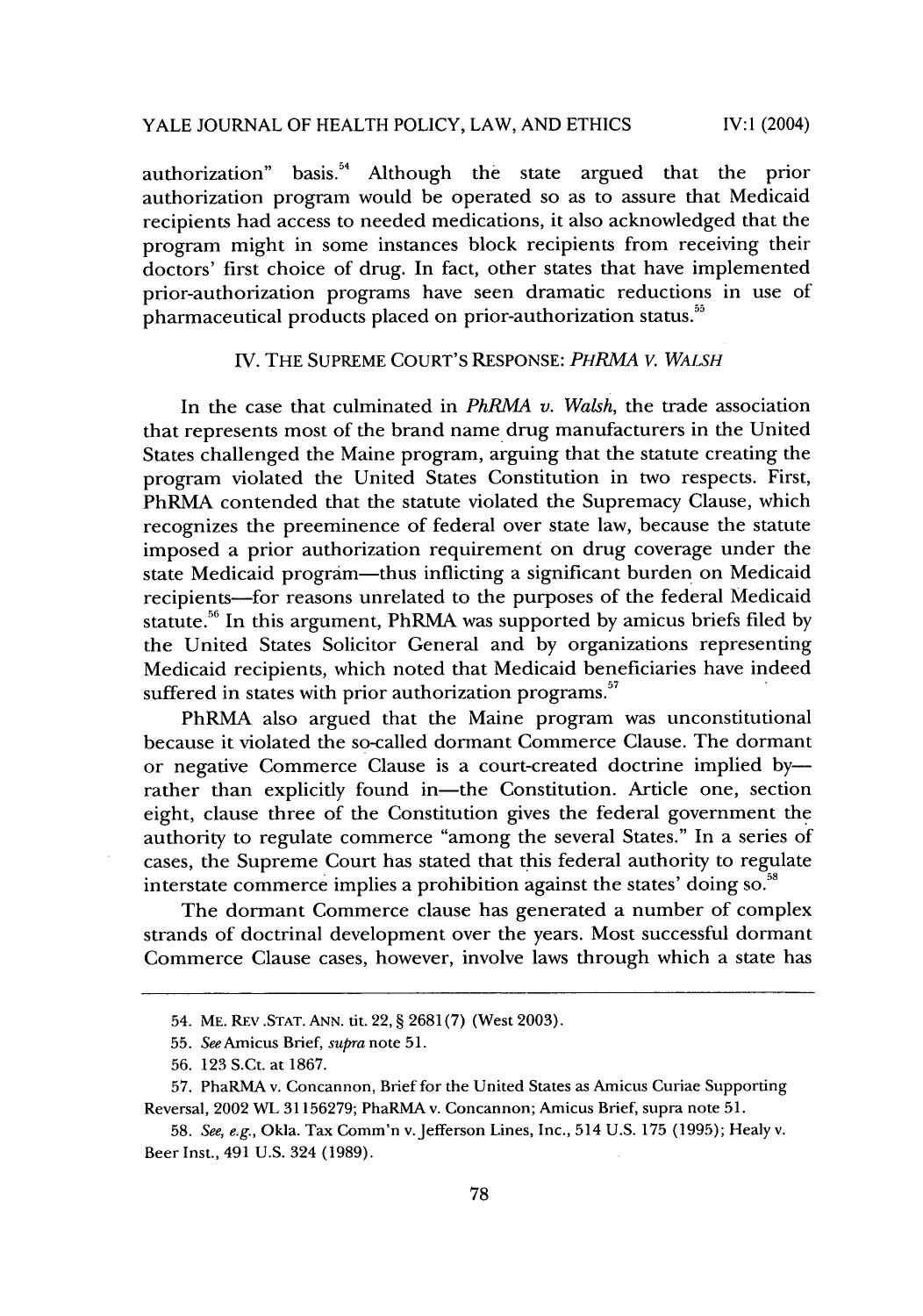authorization" basis.[54] Although the state argued that the prior authorization program would be operated so as to assure that Medicaid recipients had access to needed medications, it also acknowledged that the program might in some instances block recipients from receiving their doctors' first choice of drug. In fact, other states that have implemented prior-authorization programs have seen dramatic reductions in use of pharmaceutical products placed on prior-authorization status.[55]

## IV. THE SUPREME COURT'S RESPONSE: *PHRMA V. WALSH*

In the case that culminated in *PhRMA v. Walsh*, the trade association that represents most of the brand name drug manufacturers in the United States challenged the Maine program, arguing that the statute creating the program violated the United States Constitution in two respects. First, PhRMA contended that the statute violated the Supremacy Clause, which recognizes the preeminence of federal over state law, because the statute imposed a prior authorization requirement on drug coverage under the state Medicaid program—thus inflicting a significant burden on Medicaid recipients—for reasons unrelated to the purposes of the federal Medicaid statute.[56] In this argument, PhRMA was supported by amicus briefs filed by the United States Solicitor General and by organizations representing Medicaid recipients, which noted that Medicaid beneficiaries have indeed suffered in states with prior authorization programs.[57]

PhRMA also argued that the Maine program was unconstitutional because it violated the so-called dormant Commerce Clause. The dormant or negative Commerce Clause is a court-created doctrine implied by—rather than explicitly found in—the Constitution. Article one, section eight, clause three of the Constitution gives the federal government the authority to regulate commerce "among the several States." In a series of cases, the Supreme Court has stated that this federal authority to regulate interstate commerce implies a prohibition against the states' doing so.[58]

The dormant Commerce clause has generated a number of complex strands of doctrinal development over the years. Most successful dormant Commerce Clause cases, however, involve laws through which a state has

---

54. ME. REV .STAT. ANN. tit. 22, § 2681(7) (West 2003).

55. *See* Amicus Brief, *supra* note 51.

56. 123 S.Ct. at 1867.

57. PhaRMA v. Concannon, Brief for the United States as Amicus Curiae Supporting Reversal, 2002 WL 31156279; PhaRMA v. Concannon; Amicus Brief, supra note 51.

58. *See, e.g.*, Okla. Tax Comm'n v. Jefferson Lines, Inc., 514 U.S. 175 (1995); Healy v. Beer Inst., 491 U.S. 324 (1989).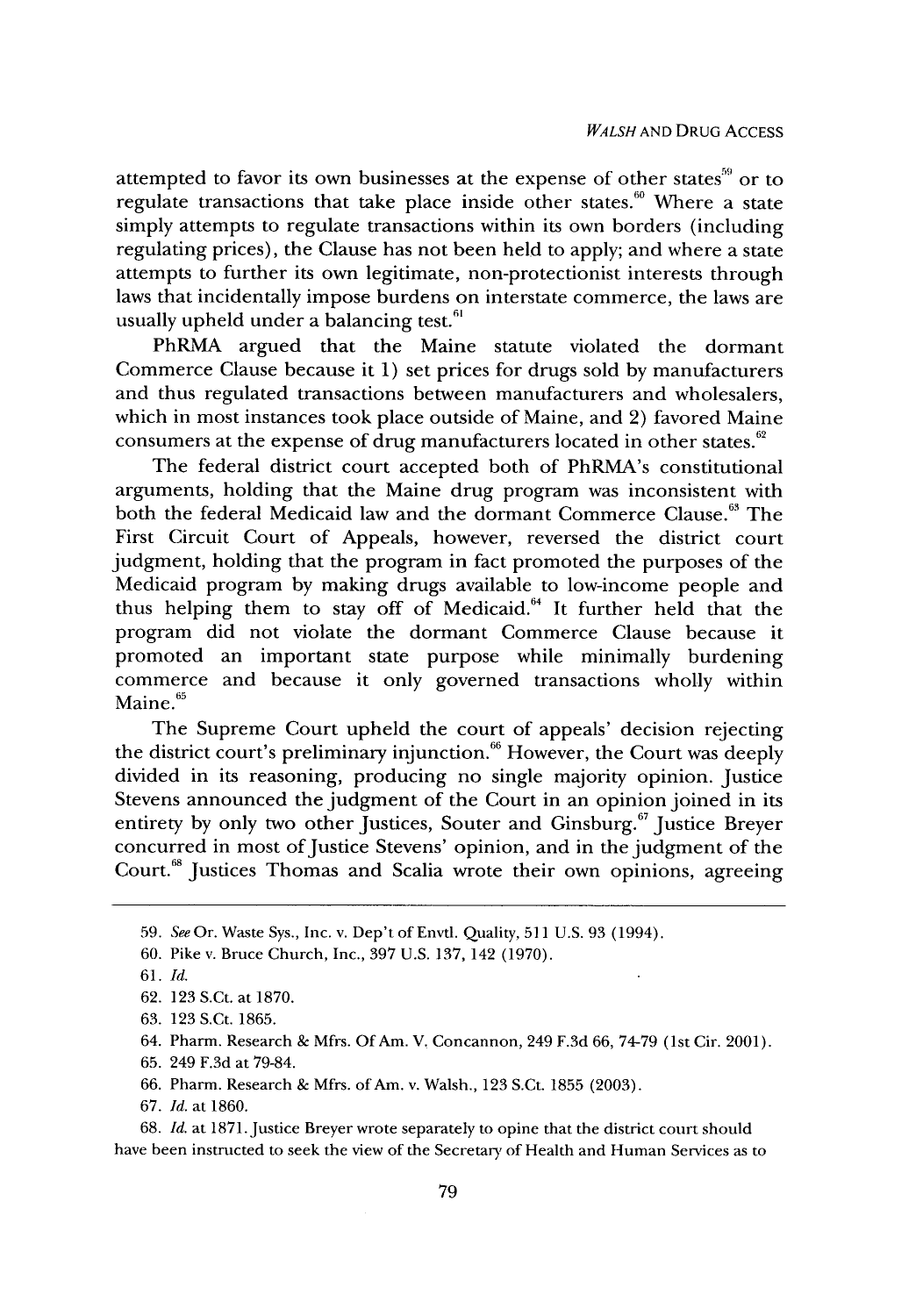attempted to favor its own businesses at the expense of other states[59] or to regulate transactions that take place inside other states.[60] Where a state simply attempts to regulate transactions within its own borders (including regulating prices), the Clause has not been held to apply; and where a state attempts to further its own legitimate, non-protectionist interests through laws that incidentally impose burdens on interstate commerce, the laws are usually upheld under a balancing test.[61]

PhRMA argued that the Maine statute violated the dormant Commerce Clause because it 1) set prices for drugs sold by manufacturers and thus regulated transactions between manufacturers and wholesalers, which in most instances took place outside of Maine, and 2) favored Maine consumers at the expense of drug manufacturers located in other states.[62]

The federal district court accepted both of PhRMA's constitutional arguments, holding that the Maine drug program was inconsistent with both the federal Medicaid law and the dormant Commerce Clause.[63] The First Circuit Court of Appeals, however, reversed the district court judgment, holding that the program in fact promoted the purposes of the Medicaid program by making drugs available to low-income people and thus helping them to stay off of Medicaid.[64] It further held that the program did not violate the dormant Commerce Clause because it promoted an important state purpose while minimally burdening commerce and because it only governed transactions wholly within Maine.[65]

The Supreme Court upheld the court of appeals' decision rejecting the district court's preliminary injunction.[66] However, the Court was deeply divided in its reasoning, producing no single majority opinion. Justice Stevens announced the judgment of the Court in an opinion joined in its entirety by only two other Justices, Souter and Ginsburg.[67] Justice Breyer concurred in most of Justice Stevens' opinion, and in the judgment of the Court.[68] Justices Thomas and Scalia wrote their own opinions, agreeing

---

59. *See* Or. Waste Sys., Inc. v. Dep't of Envtl. Quality, 511 U.S. 93 (1994).

60. Pike v. Bruce Church, Inc., 397 U.S. 137, 142 (1970).

61. *Id.*

62. 123 S.Ct. at 1870.

63. 123 S.Ct. 1865.

64. Pharm. Research & Mfrs. Of Am. V. Concannon, 249 F.3d 66, 74-79 (1st Cir. 2001).

65. 249 F.3d at 79-84.

66. Pharm. Research & Mfrs. of Am. v. Walsh., 123 S.Ct. 1855 (2003).

67. *Id.* at 1860.

68. *Id.* at 1871. Justice Breyer wrote separately to opine that the district court should have been instructed to seek the view of the Secretary of Health and Human Services as to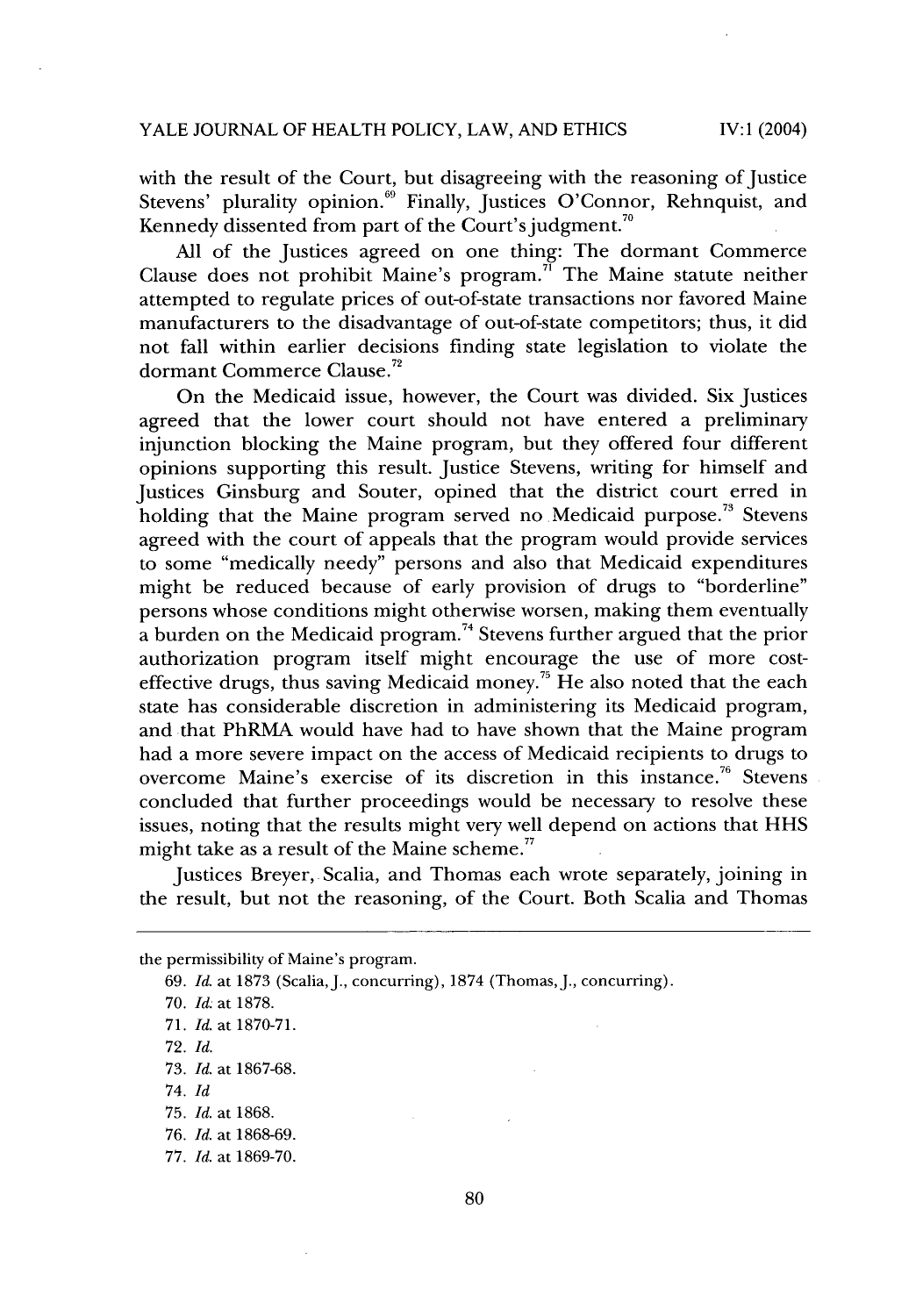with the result of the Court, but disagreeing with the reasoning of Justice Stevens' plurality opinion.[69] Finally, Justices O'Connor, Rehnquist, and Kennedy dissented from part of the Court's judgment.[70]

All of the Justices agreed on one thing: The dormant Commerce Clause does not prohibit Maine's program.[71] The Maine statute neither attempted to regulate prices of out-of-state transactions nor favored Maine manufacturers to the disadvantage of out-of-state competitors; thus, it did not fall within earlier decisions finding state legislation to violate the dormant Commerce Clause.[72]

On the Medicaid issue, however, the Court was divided. Six Justices agreed that the lower court should not have entered a preliminary injunction blocking the Maine program, but they offered four different opinions supporting this result. Justice Stevens, writing for himself and Justices Ginsburg and Souter, opined that the district court erred in holding that the Maine program served no Medicaid purpose.[73] Stevens agreed with the court of appeals that the program would provide services to some "medically needy" persons and also that Medicaid expenditures might be reduced because of early provision of drugs to "borderline" persons whose conditions might otherwise worsen, making them eventually a burden on the Medicaid program.[74] Stevens further argued that the prior authorization program itself might encourage the use of more cost-effective drugs, thus saving Medicaid money.[75] He also noted that the each state has considerable discretion in administering its Medicaid program, and that PhRMA would have had to have shown that the Maine program had a more severe impact on the access of Medicaid recipients to drugs to overcome Maine's exercise of its discretion in this instance.[76] Stevens concluded that further proceedings would be necessary to resolve these issues, noting that the results might very well depend on actions that HHS might take as a result of the Maine scheme.[77]

Justices Breyer, Scalia, and Thomas each wrote separately, joining in the result, but not the reasoning, of the Court. Both Scalia and Thomas

---

the permissibility of Maine's program.

69. *Id.* at 1873 (Scalia, J., concurring), 1874 (Thomas, J., concurring).

70. *Id.* at 1878.

71. *Id.* at 1870-71.

72. *Id.*

73. *Id.* at 1867-68.

74. *Id*

75. *Id.* at 1868.

76. *Id.* at 1868-69.

77. *Id.* at 1869-70.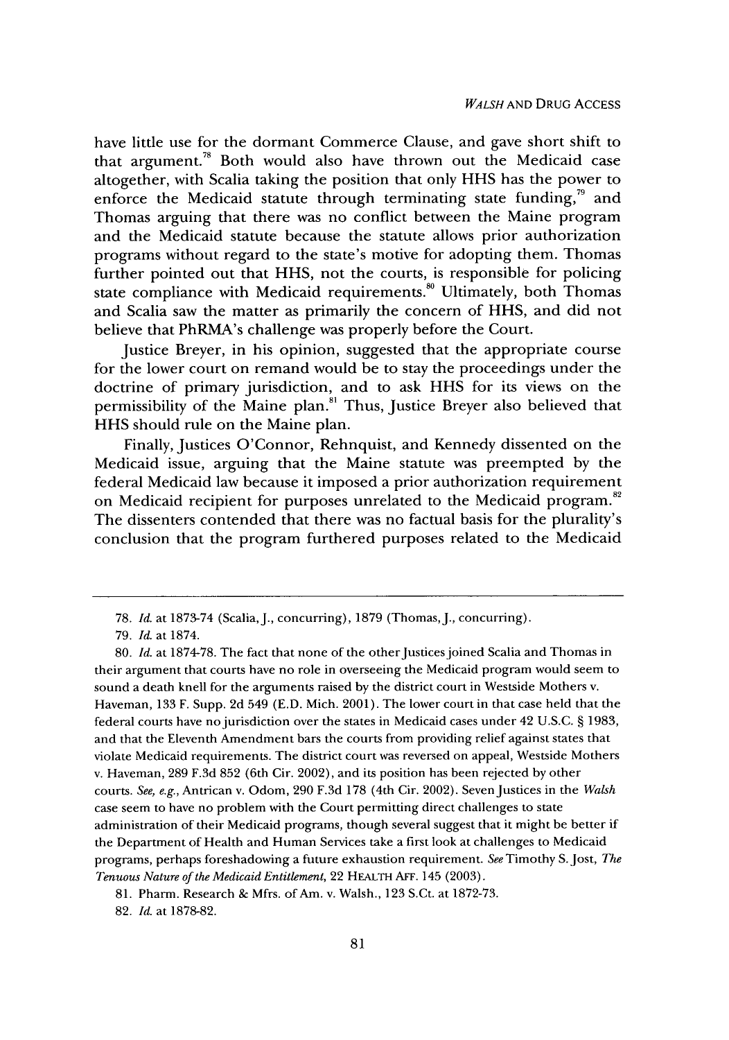have little use for the dormant Commerce Clause, and gave short shift to that argument.[78] Both would also have thrown out the Medicaid case altogether, with Scalia taking the position that only HHS has the power to enforce the Medicaid statute through terminating state funding,[79] and Thomas arguing that there was no conflict between the Maine program and the Medicaid statute because the statute allows prior authorization programs without regard to the state's motive for adopting them. Thomas further pointed out that HHS, not the courts, is responsible for policing state compliance with Medicaid requirements.[80] Ultimately, both Thomas and Scalia saw the matter as primarily the concern of HHS, and did not believe that PhRMA's challenge was properly before the Court.

Justice Breyer, in his opinion, suggested that the appropriate course for the lower court on remand would be to stay the proceedings under the doctrine of primary jurisdiction, and to ask HHS for its views on the permissibility of the Maine plan.[81] Thus, Justice Breyer also believed that HHS should rule on the Maine plan.

Finally, Justices O'Connor, Rehnquist, and Kennedy dissented on the Medicaid issue, arguing that the Maine statute was preempted by the federal Medicaid law because it imposed a prior authorization requirement on Medicaid recipient for purposes unrelated to the Medicaid program.[82] The dissenters contended that there was no factual basis for the plurality's conclusion that the program furthered purposes related to the Medicaid

---

78. *Id.* at 1873-74 (Scalia, J., concurring), 1879 (Thomas, J., concurring).

79. *Id.* at 1874.

80. *Id.* at 1874-78. The fact that none of the other Justices joined Scalia and Thomas in their argument that courts have no role in overseeing the Medicaid program would seem to sound a death knell for the arguments raised by the district court in Westside Mothers v. Haveman, 133 F. Supp. 2d 549 (E.D. Mich. 2001). The lower court in that case held that the federal courts have no jurisdiction over the states in Medicaid cases under 42 U.S.C. § 1983, and that the Eleventh Amendment bars the courts from providing relief against states that violate Medicaid requirements. The district court was reversed on appeal, Westside Mothers v. Haveman, 289 F.3d 852 (6th Cir. 2002), and its position has been rejected by other courts. *See, e.g.*, Antrican v. Odom, 290 F.3d 178 (4th Cir. 2002). Seven Justices in the *Walsh* case seem to have no problem with the Court permitting direct challenges to state administration of their Medicaid programs, though several suggest that it might be better if the Department of Health and Human Services take a first look at challenges to Medicaid programs, perhaps foreshadowing a future exhaustion requirement. *See* Timothy S. Jost, *The Tenuous Nature of the Medicaid Entitlement*, 22 HEALTH AFF. 145 (2003).

81. Pharm. Research & Mfrs. of Am. v. Walsh., 123 S.Ct. at 1872-73.

82. *Id.* at 1878-82.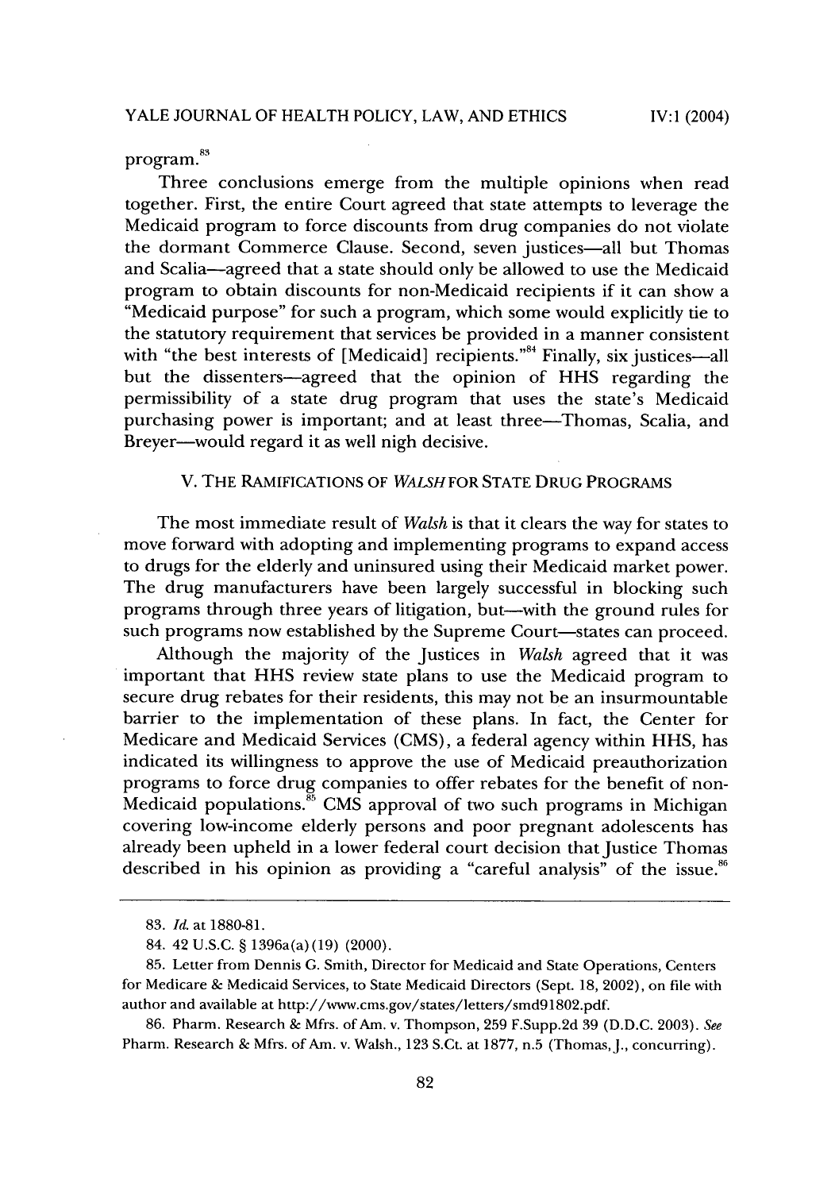program.[83]

Three conclusions emerge from the multiple opinions when read together. First, the entire Court agreed that state attempts to leverage the Medicaid program to force discounts from drug companies do not violate the dormant Commerce Clause. Second, seven justices—all but Thomas and Scalia—agreed that a state should only be allowed to use the Medicaid program to obtain discounts for non-Medicaid recipients if it can show a "Medicaid purpose" for such a program, which some would explicitly tie to the statutory requirement that services be provided in a manner consistent with "the best interests of [Medicaid] recipients."[84] Finally, six justices—all but the dissenters—agreed that the opinion of HHS regarding the permissibility of a state drug program that uses the state's Medicaid purchasing power is important; and at least three—Thomas, Scalia, and Breyer—would regard it as well nigh decisive.

## V. THE RAMIFICATIONS OF *WALSH* FOR STATE DRUG PROGRAMS

The most immediate result of *Walsh* is that it clears the way for states to move forward with adopting and implementing programs to expand access to drugs for the elderly and uninsured using their Medicaid market power. The drug manufacturers have been largely successful in blocking such programs through three years of litigation, but—with the ground rules for such programs now established by the Supreme Court—states can proceed.

Although the majority of the Justices in *Walsh* agreed that it was important that HHS review state plans to use the Medicaid program to secure drug rebates for their residents, this may not be an insurmountable barrier to the implementation of these plans. In fact, the Center for Medicare and Medicaid Services (CMS), a federal agency within HHS, has indicated its willingness to approve the use of Medicaid preauthorization programs to force drug companies to offer rebates for the benefit of non-Medicaid populations.[85] CMS approval of two such programs in Michigan covering low-income elderly persons and poor pregnant adolescents has already been upheld in a lower federal court decision that Justice Thomas described in his opinion as providing a "careful analysis" of the issue.[86]

---

83. *Id.* at 1880-81.

84. 42 U.S.C. § 1396a(a)(19) (2000).

85. Letter from Dennis G. Smith, Director for Medicaid and State Operations, Centers for Medicare & Medicaid Services, to State Medicaid Directors (Sept. 18, 2002), on file with author and available at http://www.cms.gov/states/letters/smd91802.pdf.

86. Pharm. Research & Mfrs. of Am. v. Thompson, 259 F.Supp.2d 39 (D.D.C. 2003). *See* Pharm. Research & Mfrs. of Am. v. Walsh., 123 S.Ct. at 1877, n.5 (Thomas, J., concurring).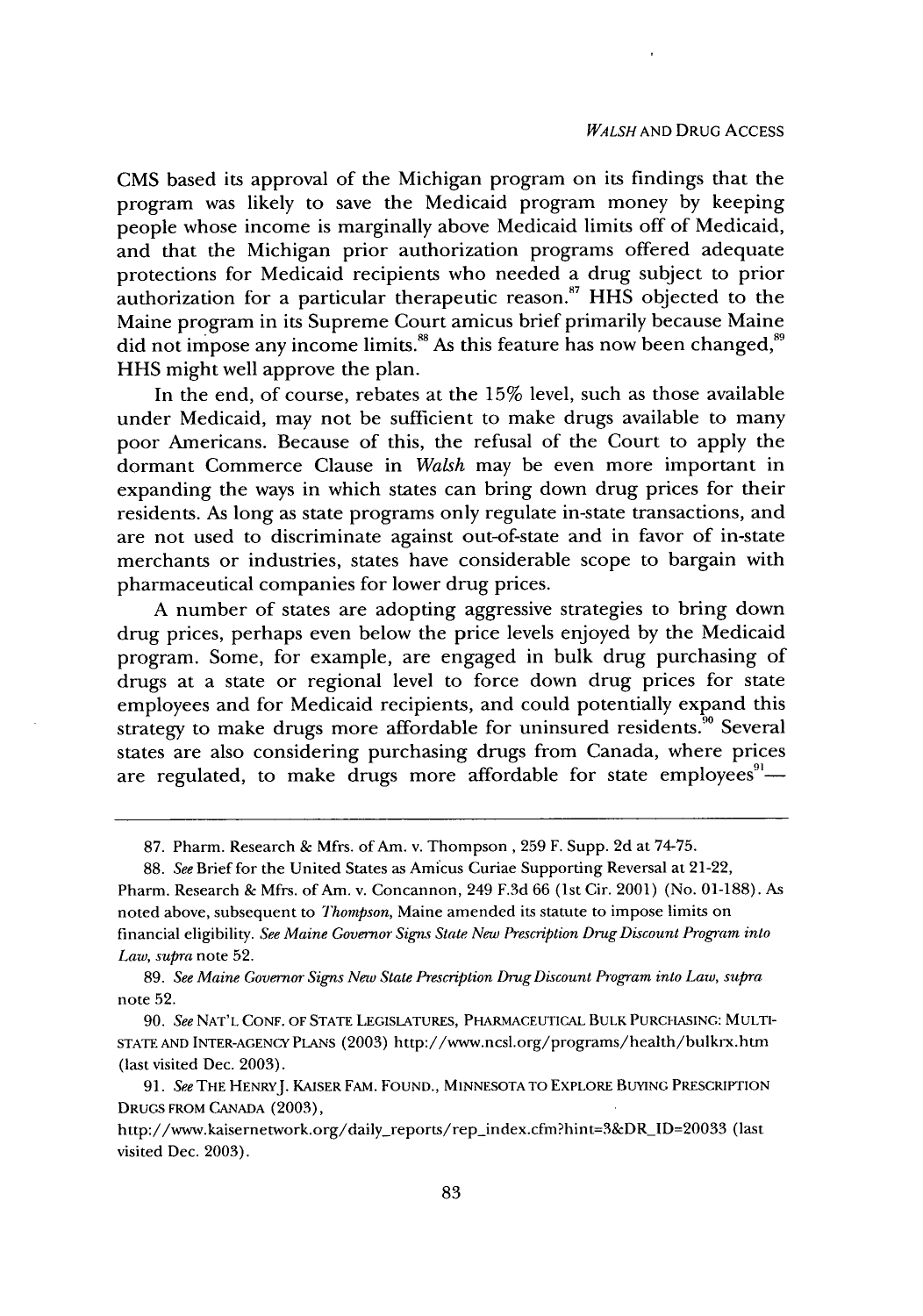CMS based its approval of the Michigan program on its findings that the program was likely to save the Medicaid program money by keeping people whose income is marginally above Medicaid limits off of Medicaid, and that the Michigan prior authorization programs offered adequate protections for Medicaid recipients who needed a drug subject to prior authorization for a particular therapeutic reason.[87] HHS objected to the Maine program in its Supreme Court amicus brief primarily because Maine did not impose any income limits.[88] As this feature has now been changed,[89] HHS might well approve the plan.

In the end, of course, rebates at the 15% level, such as those available under Medicaid, may not be sufficient to make drugs available to many poor Americans. Because of this, the refusal of the Court to apply the dormant Commerce Clause in *Walsh* may be even more important in expanding the ways in which states can bring down drug prices for their residents. As long as state programs only regulate in-state transactions, and are not used to discriminate against out-of-state and in favor of in-state merchants or industries, states have considerable scope to bargain with pharmaceutical companies for lower drug prices.

A number of states are adopting aggressive strategies to bring down drug prices, perhaps even below the price levels enjoyed by the Medicaid program. Some, for example, are engaged in bulk drug purchasing of drugs at a state or regional level to force down drug prices for state employees and for Medicaid recipients, and could potentially expand this strategy to make drugs more affordable for uninsured residents.[90] Several states are also considering purchasing drugs from Canada, where prices are regulated, to make drugs more affordable for state employees[91]—

---

87. Pharm. Research & Mfrs. of Am. v. Thompson , 259 F. Supp. 2d at 74-75.

88. *See* Brief for the United States as Amicus Curiae Supporting Reversal at 21-22, Pharm. Research & Mfrs. of Am. v. Concannon, 249 F.3d 66 (1st Cir. 2001) (No. 01-188). As noted above, subsequent to *Thompson*, Maine amended its statute to impose limits on financial eligibility. *See Maine Governor Signs State New Prescription Drug Discount Program into Law, supra* note 52.

89. *See Maine Governor Signs New State Prescription Drug Discount Program into Law, supra* note 52.

90. *See* NAT'L CONF. OF STATE LEGISLATURES, PHARMACEUTICAL BULK PURCHASING: MULTI-STATE AND INTER-AGENCY PLANS (2003) http://www.ncsl.org/programs/health/bulkrx.htm (last visited Dec. 2003).

91. *See* THE HENRY J. KAISER FAM. FOUND., MINNESOTA TO EXPLORE BUYING PRESCRIPTION DRUGS FROM CANADA (2003), http://www.kaisernetwork.org/daily_reports/rep_index.cfm?hint=3&DR_ID=20033 (last visited Dec. 2003).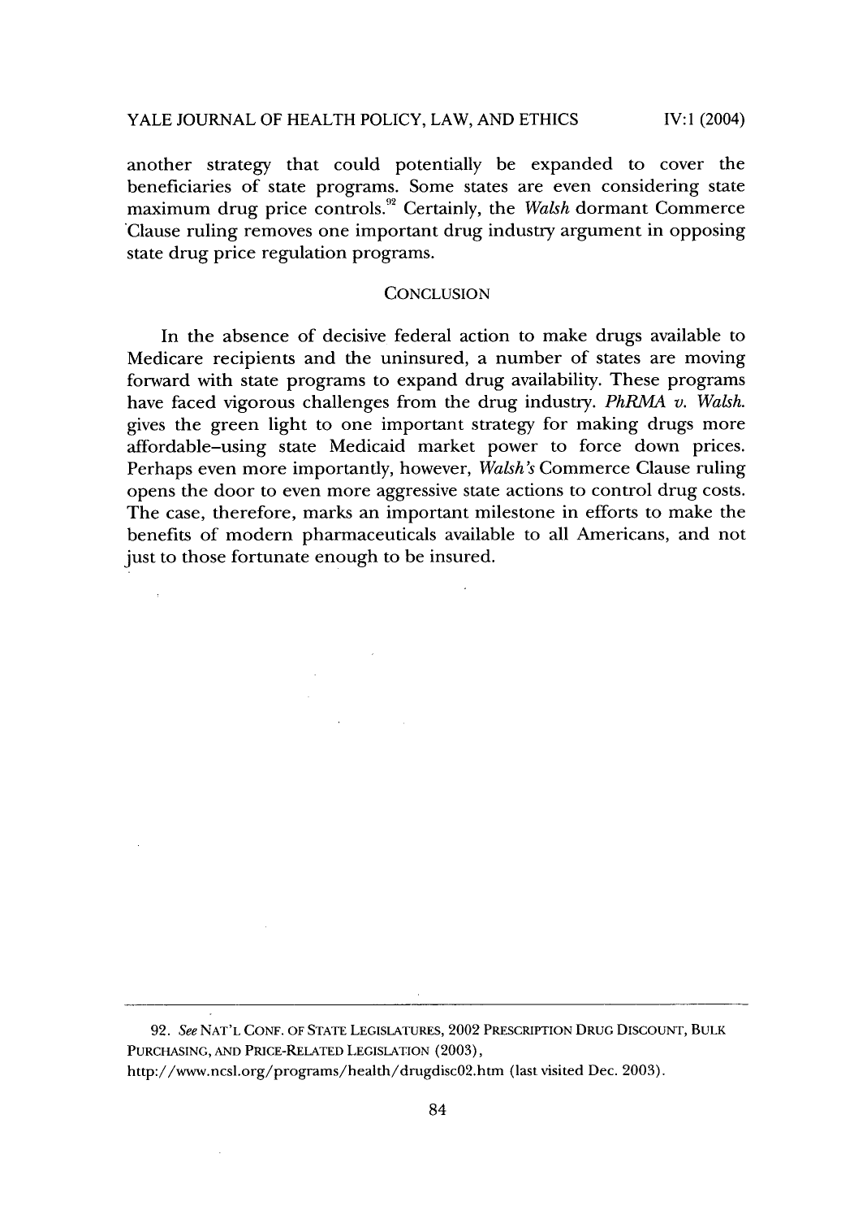another strategy that could potentially be expanded to cover the beneficiaries of state programs. Some states are even considering state maximum drug price controls.[92] Certainly, the *Walsh* dormant Commerce Clause ruling removes one important drug industry argument in opposing state drug price regulation programs.

## CONCLUSION

In the absence of decisive federal action to make drugs available to Medicare recipients and the uninsured, a number of states are moving forward with state programs to expand drug availability. These programs have faced vigorous challenges from the drug industry. *PhRMA v. Walsh.* gives the green light to one important strategy for making drugs more affordable–using state Medicaid market power to force down prices. Perhaps even more importantly, however, *Walsh's* Commerce Clause ruling opens the door to even more aggressive state actions to control drug costs. The case, therefore, marks an important milestone in efforts to make the benefits of modern pharmaceuticals available to all Americans, and not just to those fortunate enough to be insured.

---

92. *See* NAT'L CONF. OF STATE LEGISLATURES, 2002 PRESCRIPTION DRUG DISCOUNT, BULK PURCHASING, AND PRICE-RELATED LEGISLATION (2003), http://www.ncsl.org/programs/health/drugdisc02.htm (last visited Dec. 2003).